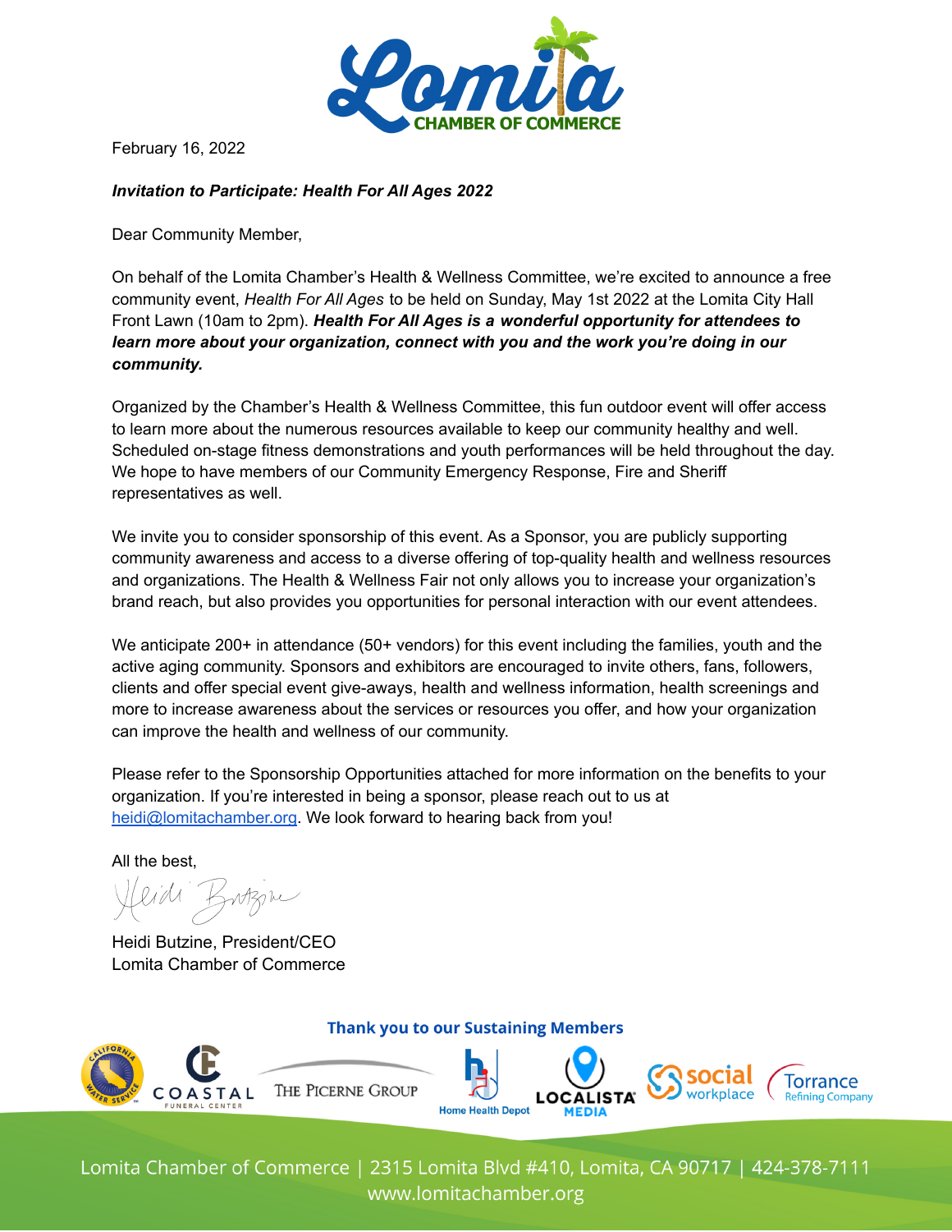Lomita CHAMBER OF COMMERCE

February 16, 2022

***Invitation to Participate: Health For All Ages 2022***

Dear Community Member,

On behalf of the Lomita Chamber's Health & Wellness Committee, we're excited to announce a free community event, *Health For All Ages* to be held on Sunday, May 1st 2022 at the Lomita City Hall Front Lawn (10am to 2pm). ***Health For All Ages is a wonderful opportunity for attendees to learn more about your organization, connect with you and the work you're doing in our community.***

Organized by the Chamber's Health & Wellness Committee, this fun outdoor event will offer access to learn more about the numerous resources available to keep our community healthy and well. Scheduled on-stage fitness demonstrations and youth performances will be held throughout the day. We hope to have members of our Community Emergency Response, Fire and Sheriff representatives as well.

We invite you to consider sponsorship of this event. As a Sponsor, you are publicly supporting community awareness and access to a diverse offering of top-quality health and wellness resources and organizations. The Health & Wellness Fair not only allows you to increase your organization's brand reach, but also provides you opportunities for personal interaction with our event attendees.

We anticipate 200+ in attendance (50+ vendors) for this event including the families, youth and the active aging community. Sponsors and exhibitors are encouraged to invite others, fans, followers, clients and offer special event give-aways, health and wellness information, health screenings and more to increase awareness about the services or resources you offer, and how your organization can improve the health and wellness of our community.

Please refer to the Sponsorship Opportunities attached for more information on the benefits to your organization. If you're interested in being a sponsor, please reach out to us at heidi@lomitachamber.org. We look forward to hearing back from you!

All the best,

Heidi Butzine, President/CEO
Lomita Chamber of Commerce

**Thank you to our Sustaining Members**

California Water Service | Coastal Funeral Center | The Picerne Group | Home Health Depot | Localista Media | Social Workplace | Torrance Refining Company

Lomita Chamber of Commerce | 2315 Lomita Blvd #410, Lomita, CA 90717 | 424-378-7111
www.lomitachamber.org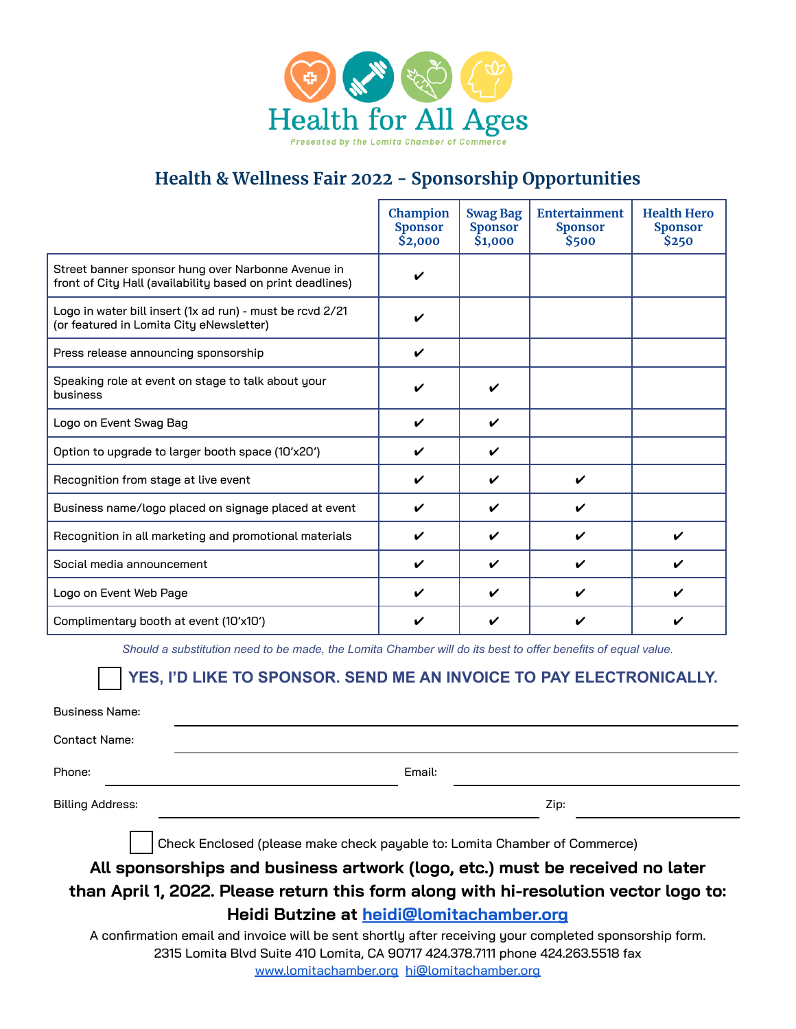# Health for All Ages

Presented by the Lomita Chamber of Commerce

## Health & Wellness Fair 2022 - Sponsorship Opportunities

| | Champion Sponsor $2,000 | Swag Bag Sponsor $1,000 | Entertainment Sponsor $500 | Health Hero Sponsor $250 |
|---|---|---|---|---|
| Street banner sponsor hung over Narbonne Avenue in front of City Hall (availability based on print deadlines) | ✔ | | | |
| Logo in water bill insert (1x ad run) - must be rcvd 2/21 (or featured in Lomita City eNewsletter) | ✔ | | | |
| Press release announcing sponsorship | ✔ | | | |
| Speaking role at event on stage to talk about your business | ✔ | ✔ | | |
| Logo on Event Swag Bag | ✔ | ✔ | | |
| Option to upgrade to larger booth space (10'x20') | ✔ | ✔ | | |
| Recognition from stage at live event | ✔ | ✔ | ✔ | |
| Business name/logo placed on signage placed at event | ✔ | ✔ | ✔ | |
| Recognition in all marketing and promotional materials | ✔ | ✔ | ✔ | ✔ |
| Social media announcement | ✔ | ✔ | ✔ | ✔ |
| Logo on Event Web Page | ✔ | ✔ | ✔ | ✔ |
| Complimentary booth at event (10'x10') | ✔ | ✔ | ✔ | ✔ |

*Should a substitution need to be made, the Lomita Chamber will do its best to offer benefits of equal value.*

☐ **YES, I'D LIKE TO SPONSOR. SEND ME AN INVOICE TO PAY ELECTRONICALLY.**

Business Name: ______________________________

Contact Name: ______________________________

Phone: ______________________ Email: ______________________

Billing Address: ______________________ Zip: __________

☐ Check Enclosed (please make check payable to: Lomita Chamber of Commerce)

**All sponsorships and business artwork (logo, etc.) must be received no later than April 1, 2022. Please return this form along with hi-resolution vector logo to: Heidi Butzine at heidi@lomitachamber.org**

A confirmation email and invoice will be sent shortly after receiving your completed sponsorship form.
2315 Lomita Blvd Suite 410 Lomita, CA 90717 424.378.7111 phone 424.263.5518 fax
www.lomitachamber.org hi@lomitachamber.org